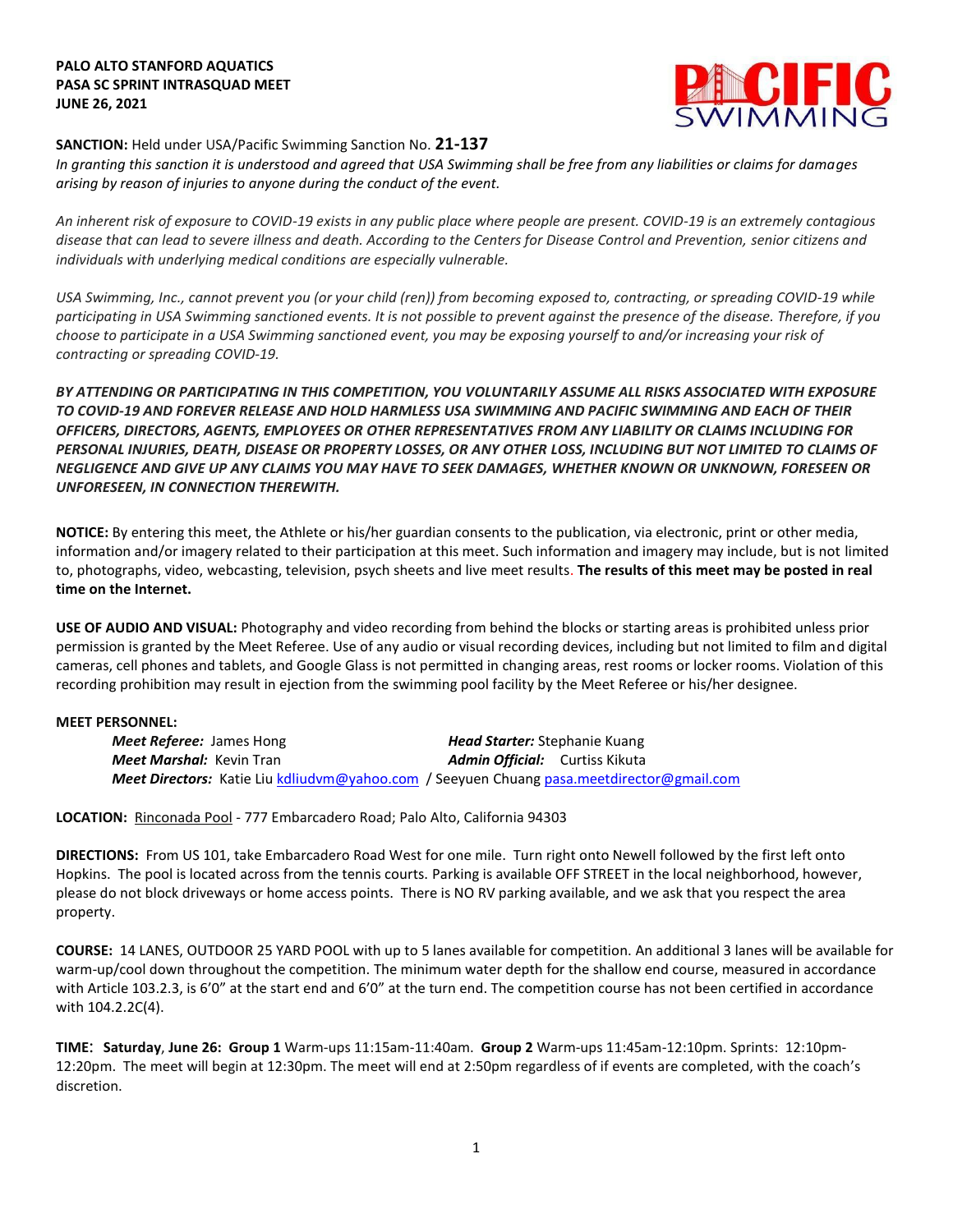**PALO ALTO STANFORD AQUATICS**
**PASA SC SPRINT INTRASQUAD MEET**
**JUNE 26, 2021**

**SANCTION:** Held under USA/Pacific Swimming Sanction No. **21-137**

*In granting this sanction it is understood and agreed that USA Swimming shall be free from any liabilities or claims for damages arising by reason of injuries to anyone during the conduct of the event.*

*An inherent risk of exposure to COVID-19 exists in any public place where people are present. COVID-19 is an extremely contagious disease that can lead to severe illness and death. According to the Centers for Disease Control and Prevention, senior citizens and individuals with underlying medical conditions are especially vulnerable.*

*USA Swimming, Inc., cannot prevent you (or your child (ren)) from becoming exposed to, contracting, or spreading COVID-19 while participating in USA Swimming sanctioned events. It is not possible to prevent against the presence of the disease. Therefore, if you choose to participate in a USA Swimming sanctioned event, you may be exposing yourself to and/or increasing your risk of contracting or spreading COVID-19.*

***BY ATTENDING OR PARTICIPATING IN THIS COMPETITION, YOU VOLUNTARILY ASSUME ALL RISKS ASSOCIATED WITH EXPOSURE TO COVID-19 AND FOREVER RELEASE AND HOLD HARMLESS USA SWIMMING AND PACIFIC SWIMMING AND EACH OF THEIR OFFICERS, DIRECTORS, AGENTS, EMPLOYEES OR OTHER REPRESENTATIVES FROM ANY LIABILITY OR CLAIMS INCLUDING FOR PERSONAL INJURIES, DEATH, DISEASE OR PROPERTY LOSSES, OR ANY OTHER LOSS, INCLUDING BUT NOT LIMITED TO CLAIMS OF NEGLIGENCE AND GIVE UP ANY CLAIMS YOU MAY HAVE TO SEEK DAMAGES, WHETHER KNOWN OR UNKNOWN, FORESEEN OR UNFORESEEN, IN CONNECTION THEREWITH.***

**NOTICE:** By entering this meet, the Athlete or his/her guardian consents to the publication, via electronic, print or other media, information and/or imagery related to their participation at this meet. Such information and imagery may include, but is not limited to, photographs, video, webcasting, television, psych sheets and live meet results. **The results of this meet may be posted in real time on the Internet.**

**USE OF AUDIO AND VISUAL:** Photography and video recording from behind the blocks or starting areas is prohibited unless prior permission is granted by the Meet Referee. Use of any audio or visual recording devices, including but not limited to film and digital cameras, cell phones and tablets, and Google Glass is not permitted in changing areas, rest rooms or locker rooms. Violation of this recording prohibition may result in ejection from the swimming pool facility by the Meet Referee or his/her designee.

**MEET PERSONNEL:**

***Meet Referee:*** James Hong
***Head Starter:*** Stephanie Kuang
***Meet Marshal:*** Kevin Tran
***Admin Official:*** Curtiss Kikuta
***Meet Directors:*** Katie Liu kdliudvm@yahoo.com / Seeyuen Chuang pasa.meetdirector@gmail.com

**LOCATION:** Rinconada Pool - 777 Embarcadero Road; Palo Alto, California 94303

**DIRECTIONS:** From US 101, take Embarcadero Road West for one mile. Turn right onto Newell followed by the first left onto Hopkins. The pool is located across from the tennis courts. Parking is available OFF STREET in the local neighborhood, however, please do not block driveways or home access points. There is NO RV parking available, and we ask that you respect the area property.

**COURSE:** 14 LANES, OUTDOOR 25 YARD POOL with up to 5 lanes available for competition. An additional 3 lanes will be available for warm-up/cool down throughout the competition. The minimum water depth for the shallow end course, measured in accordance with Article 103.2.3, is 6'0" at the start end and 6'0" at the turn end. The competition course has not been certified in accordance with 104.2.2C(4).

**TIME**: **Saturday**, **June 26: Group 1** Warm-ups 11:15am-11:40am. **Group 2** Warm-ups 11:45am-12:10pm. Sprints: 12:10pm-12:20pm. The meet will begin at 12:30pm. The meet will end at 2:50pm regardless of if events are completed, with the coach's discretion.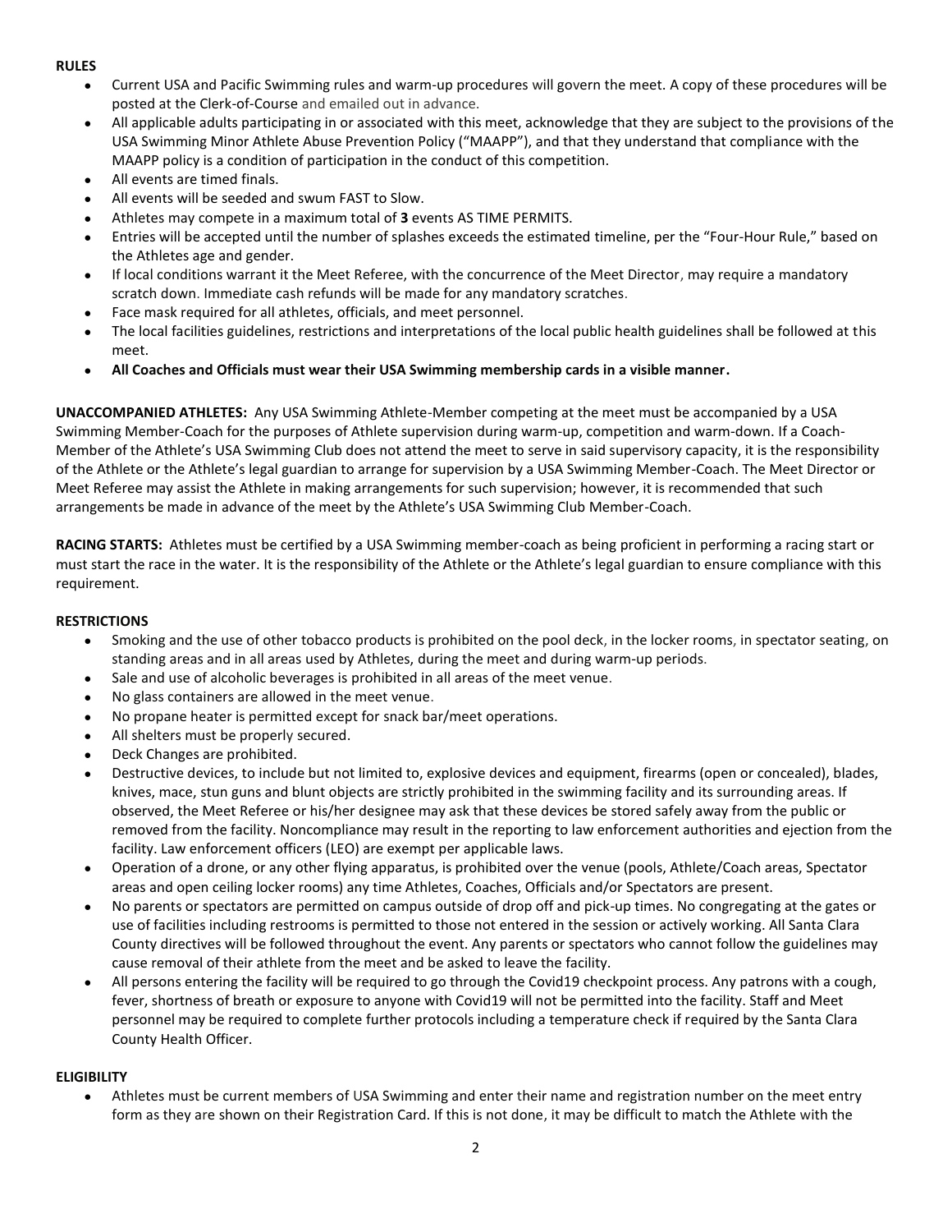**RULES**

- Current USA and Pacific Swimming rules and warm-up procedures will govern the meet. A copy of these procedures will be posted at the Clerk-of-Course and emailed out in advance.
- All applicable adults participating in or associated with this meet, acknowledge that they are subject to the provisions of the USA Swimming Minor Athlete Abuse Prevention Policy ("MAAPP"), and that they understand that compliance with the MAAPP policy is a condition of participation in the conduct of this competition.
- All events are timed finals.
- All events will be seeded and swum FAST to Slow.
- Athletes may compete in a maximum total of **3** events AS TIME PERMITS.
- Entries will be accepted until the number of splashes exceeds the estimated timeline, per the "Four-Hour Rule," based on the Athletes age and gender.
- If local conditions warrant it the Meet Referee, with the concurrence of the Meet Director, may require a mandatory scratch down. Immediate cash refunds will be made for any mandatory scratches.
- Face mask required for all athletes, officials, and meet personnel.
- The local facilities guidelines, restrictions and interpretations of the local public health guidelines shall be followed at this meet.
- **All Coaches and Officials must wear their USA Swimming membership cards in a visible manner.**

**UNACCOMPANIED ATHLETES:** Any USA Swimming Athlete-Member competing at the meet must be accompanied by a USA Swimming Member-Coach for the purposes of Athlete supervision during warm-up, competition and warm-down. If a Coach-Member of the Athlete's USA Swimming Club does not attend the meet to serve in said supervisory capacity, it is the responsibility of the Athlete or the Athlete's legal guardian to arrange for supervision by a USA Swimming Member-Coach. The Meet Director or Meet Referee may assist the Athlete in making arrangements for such supervision; however, it is recommended that such arrangements be made in advance of the meet by the Athlete's USA Swimming Club Member-Coach.

**RACING STARTS:** Athletes must be certified by a USA Swimming member-coach as being proficient in performing a racing start or must start the race in the water. It is the responsibility of the Athlete or the Athlete's legal guardian to ensure compliance with this requirement.

**RESTRICTIONS**

- Smoking and the use of other tobacco products is prohibited on the pool deck, in the locker rooms, in spectator seating, on standing areas and in all areas used by Athletes, during the meet and during warm-up periods.
- Sale and use of alcoholic beverages is prohibited in all areas of the meet venue.
- No glass containers are allowed in the meet venue.
- No propane heater is permitted except for snack bar/meet operations.
- All shelters must be properly secured.
- Deck Changes are prohibited.
- Destructive devices, to include but not limited to, explosive devices and equipment, firearms (open or concealed), blades, knives, mace, stun guns and blunt objects are strictly prohibited in the swimming facility and its surrounding areas. If observed, the Meet Referee or his/her designee may ask that these devices be stored safely away from the public or removed from the facility. Noncompliance may result in the reporting to law enforcement authorities and ejection from the facility. Law enforcement officers (LEO) are exempt per applicable laws.
- Operation of a drone, or any other flying apparatus, is prohibited over the venue (pools, Athlete/Coach areas, Spectator areas and open ceiling locker rooms) any time Athletes, Coaches, Officials and/or Spectators are present.
- No parents or spectators are permitted on campus outside of drop off and pick-up times. No congregating at the gates or use of facilities including restrooms is permitted to those not entered in the session or actively working. All Santa Clara County directives will be followed throughout the event. Any parents or spectators who cannot follow the guidelines may cause removal of their athlete from the meet and be asked to leave the facility.
- All persons entering the facility will be required to go through the Covid19 checkpoint process. Any patrons with a cough, fever, shortness of breath or exposure to anyone with Covid19 will not be permitted into the facility. Staff and Meet personnel may be required to complete further protocols including a temperature check if required by the Santa Clara County Health Officer.

**ELIGIBILITY**

- Athletes must be current members of USA Swimming and enter their name and registration number on the meet entry form as they are shown on their Registration Card. If this is not done, it may be difficult to match the Athlete with the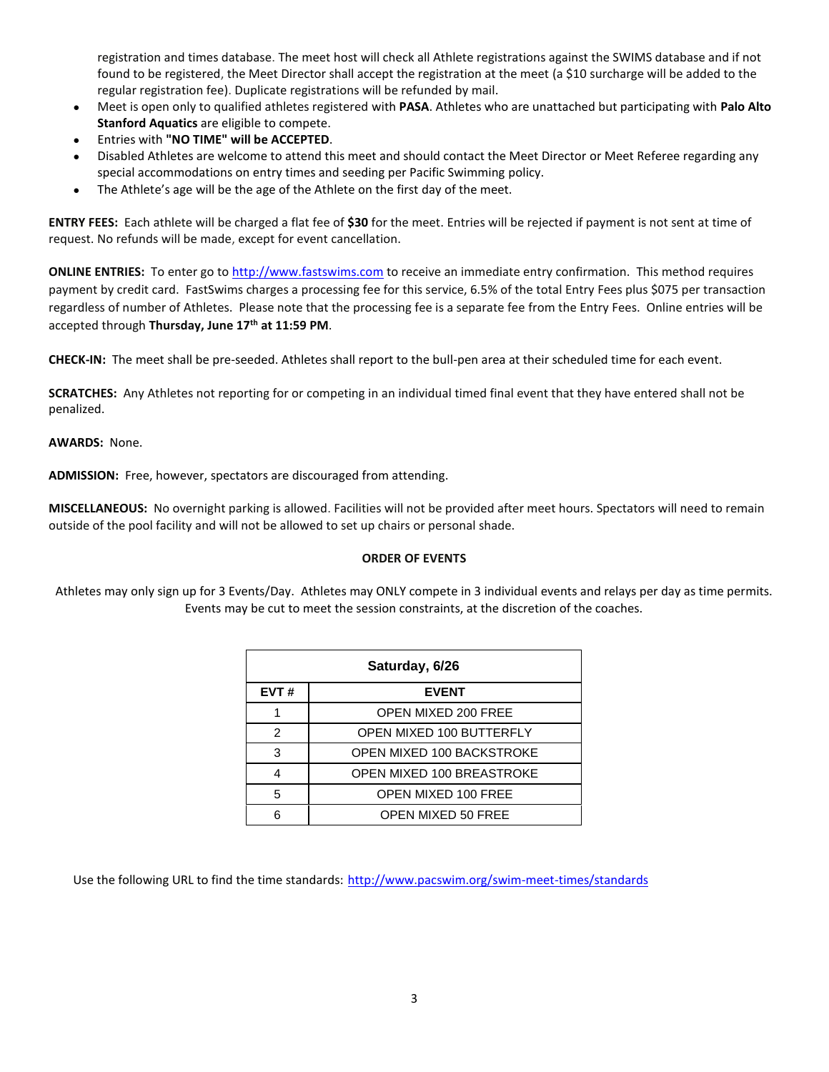registration and times database. The meet host will check all Athlete registrations against the SWIMS database and if not found to be registered, the Meet Director shall accept the registration at the meet (a $10 surcharge will be added to the regular registration fee). Duplicate registrations will be refunded by mail.

- Meet is open only to qualified athletes registered with **PASA**. Athletes who are unattached but participating with **Palo Alto Stanford Aquatics** are eligible to compete.
- Entries with **"NO TIME" will be ACCEPTED**.
- Disabled Athletes are welcome to attend this meet and should contact the Meet Director or Meet Referee regarding any special accommodations on entry times and seeding per Pacific Swimming policy.
- The Athlete's age will be the age of the Athlete on the first day of the meet.

**ENTRY FEES:** Each athlete will be charged a flat fee of **$30** for the meet. Entries will be rejected if payment is not sent at time of request. No refunds will be made, except for event cancellation.

**ONLINE ENTRIES:** To enter go to http://www.fastswims.com to receive an immediate entry confirmation. This method requires payment by credit card. FastSwims charges a processing fee for this service, 6.5% of the total Entry Fees plus $075 per transaction regardless of number of Athletes. Please note that the processing fee is a separate fee from the Entry Fees. Online entries will be accepted through **Thursday, June 17th at 11:59 PM**.

**CHECK-IN:** The meet shall be pre-seeded. Athletes shall report to the bull-pen area at their scheduled time for each event.

**SCRATCHES:** Any Athletes not reporting for or competing in an individual timed final event that they have entered shall not be penalized.

**AWARDS:** None.

**ADMISSION:** Free, however, spectators are discouraged from attending.

**MISCELLANEOUS:** No overnight parking is allowed. Facilities will not be provided after meet hours. Spectators will need to remain outside of the pool facility and will not be allowed to set up chairs or personal shade.

**ORDER OF EVENTS**

Athletes may only sign up for 3 Events/Day. Athletes may ONLY compete in 3 individual events and relays per day as time permits. Events may be cut to meet the session constraints, at the discretion of the coaches.

| Saturday, 6/26 | |
|---|---|
| **EVT #** | **EVENT** |
| 1 | OPEN MIXED 200 FREE |
| 2 | OPEN MIXED 100 BUTTERFLY |
| 3 | OPEN MIXED 100 BACKSTROKE |
| 4 | OPEN MIXED 100 BREASTROKE |
| 5 | OPEN MIXED 100 FREE |
| 6 | OPEN MIXED 50 FREE |

Use the following URL to find the time standards: http://www.pacswim.org/swim-meet-times/standards